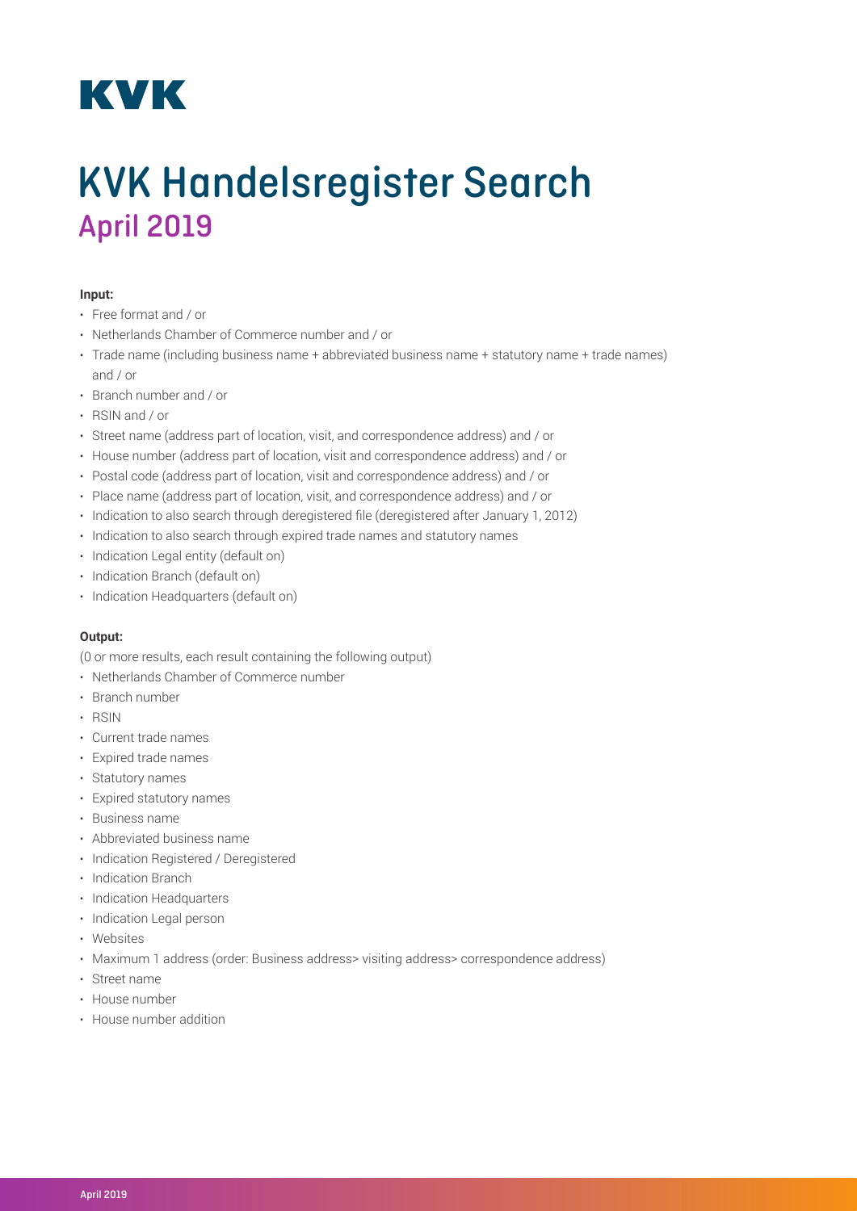KVK

# KVK Handelsregister Search

## April 2019

**Input:**

- Free format and / or
- Netherlands Chamber of Commerce number and / or
- Trade name (including business name + abbreviated business name + statutory name + trade names) and / or
- Branch number and / or
- RSIN and / or
- Street name (address part of location, visit, and correspondence address) and / or
- House number (address part of location, visit and correspondence address) and / or
- Postal code (address part of location, visit and correspondence address) and / or
- Place name (address part of location, visit, and correspondence address) and / or
- Indication to also search through deregistered file (deregistered after January 1, 2012)
- Indication to also search through expired trade names and statutory names
- Indication Legal entity (default on)
- Indication Branch (default on)
- Indication Headquarters (default on)

**Output:**

(0 or more results, each result containing the following output)

- Netherlands Chamber of Commerce number
- Branch number
- RSIN
- Current trade names
- Expired trade names
- Statutory names
- Expired statutory names
- Business name
- Abbreviated business name
- Indication Registered / Deregistered
- Indication Branch
- Indication Headquarters
- Indication Legal person
- Websites
- Maximum 1 address (order: Business address> visiting address> correspondence address)
- Street name
- House number
- House number addition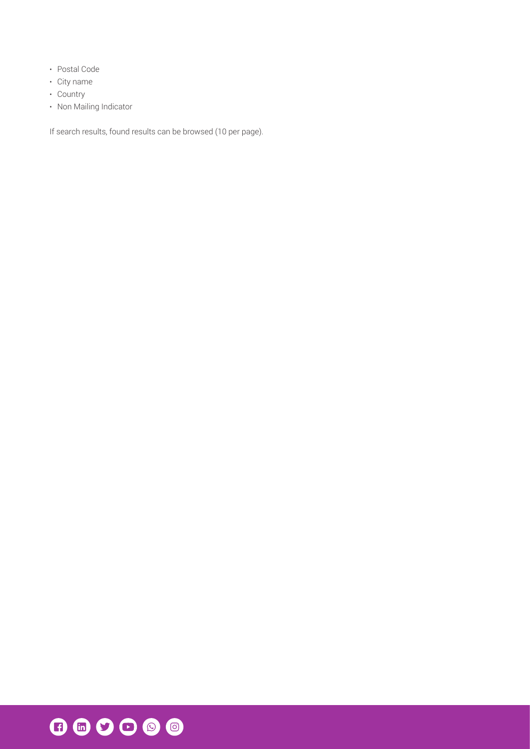- Postal Code
- City name
- Country
- Non Mailing Indicator

If search results, found results can be browsed (10 per page).